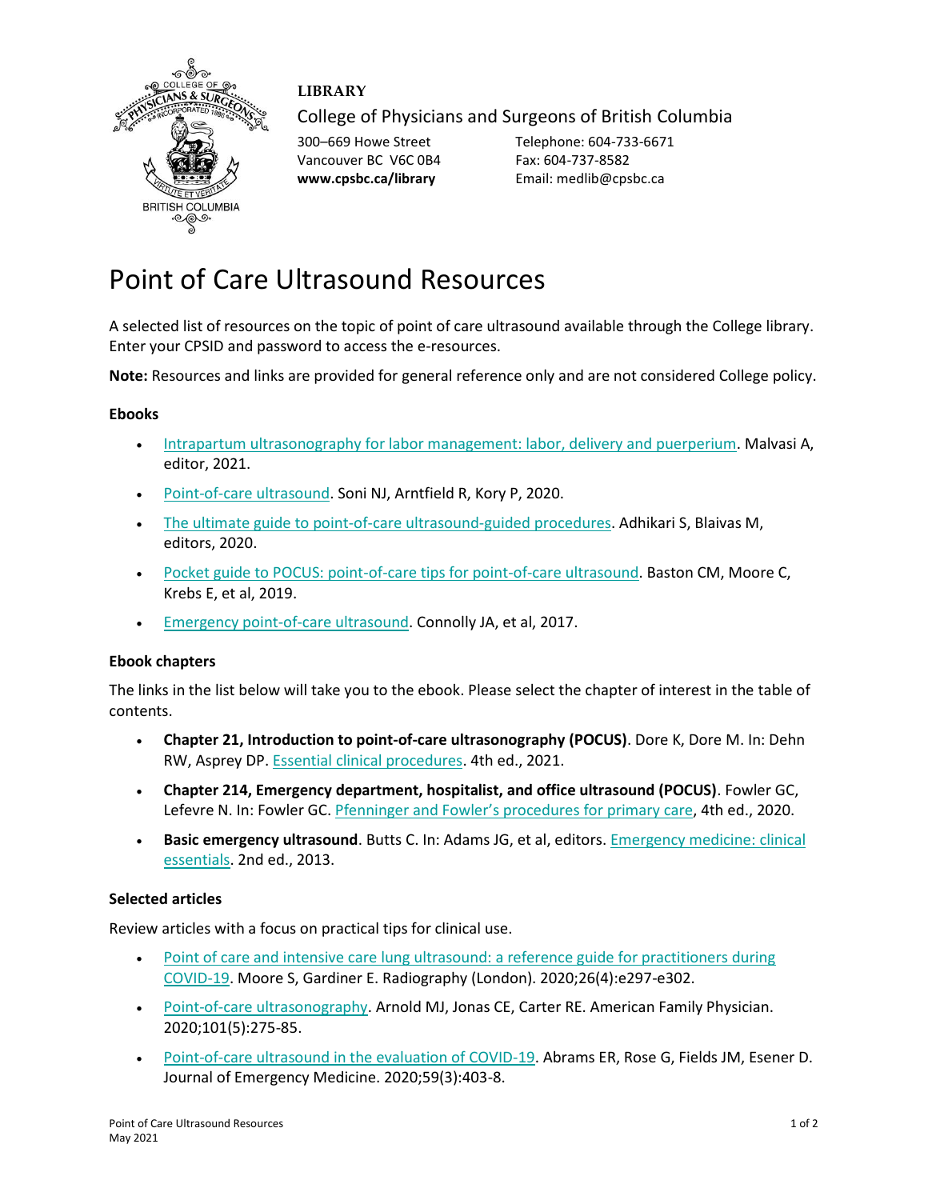**LIBRARY**

College of Physicians and Surgeons of British Columbia

300–669 Howe Street
Vancouver BC V6C 0B4
**www.cpsbc.ca/library**

Telephone: 604-733-6671
Fax: 604-737-8582
Email: medlib@cpsbc.ca

# Point of Care Ultrasound Resources

A selected list of resources on the topic of point of care ultrasound available through the College library. Enter your CPSID and password to access the e-resources.

**Note:** Resources and links are provided for general reference only and are not considered College policy.

### Ebooks

- Intrapartum ultrasonography for labor management: labor, delivery and puerperium. Malvasi A, editor, 2021.
- Point-of-care ultrasound. Soni NJ, Arntfield R, Kory P, 2020.
- The ultimate guide to point-of-care ultrasound-guided procedures. Adhikari S, Blaivas M, editors, 2020.
- Pocket guide to POCUS: point-of-care tips for point-of-care ultrasound. Baston CM, Moore C, Krebs E, et al, 2019.
- Emergency point-of-care ultrasound. Connolly JA, et al, 2017.

### Ebook chapters

The links in the list below will take you to the ebook. Please select the chapter of interest in the table of contents.

- **Chapter 21, Introduction to point-of-care ultrasonography (POCUS)**. Dore K, Dore M. In: Dehn RW, Asprey DP. Essential clinical procedures. 4th ed., 2021.
- **Chapter 214, Emergency department, hospitalist, and office ultrasound (POCUS)**. Fowler GC, Lefevre N. In: Fowler GC. Pfenninger and Fowler's procedures for primary care, 4th ed., 2020.
- **Basic emergency ultrasound**. Butts C. In: Adams JG, et al, editors. Emergency medicine: clinical essentials. 2nd ed., 2013.

### Selected articles

Review articles with a focus on practical tips for clinical use.

- Point of care and intensive care lung ultrasound: a reference guide for practitioners during COVID-19. Moore S, Gardiner E. Radiography (London). 2020;26(4):e297-e302.
- Point-of-care ultrasonography. Arnold MJ, Jonas CE, Carter RE. American Family Physician. 2020;101(5):275-85.
- Point-of-care ultrasound in the evaluation of COVID-19. Abrams ER, Rose G, Fields JM, Esener D. Journal of Emergency Medicine. 2020;59(3):403-8.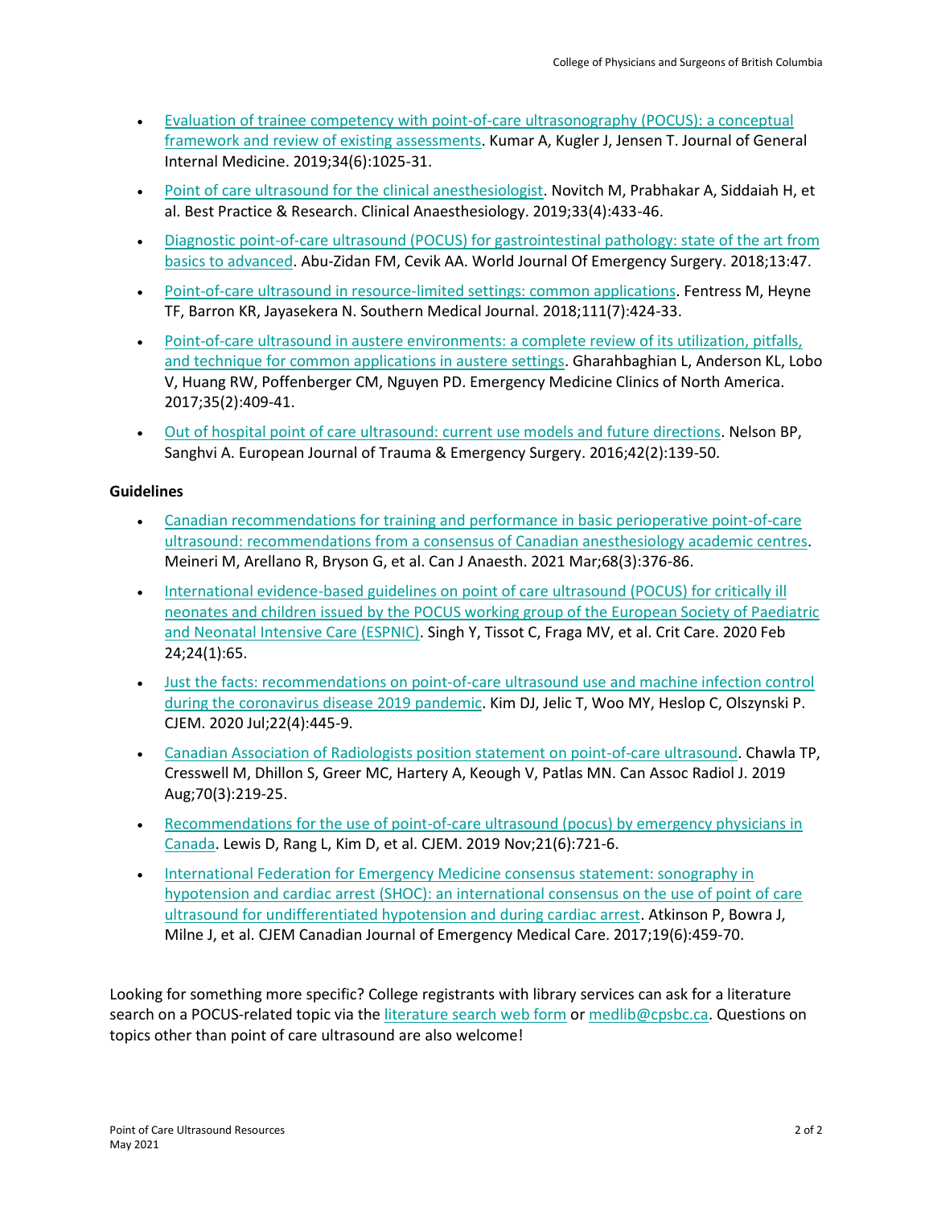- [Evaluation of trainee competency with point-of-care ultrasonography (POCUS): a conceptual framework and review of existing assessments](). Kumar A, Kugler J, Jensen T. Journal of General Internal Medicine. 2019;34(6):1025-31.
- [Point of care ultrasound for the clinical anesthesiologist](). Novitch M, Prabhakar A, Siddaiah H, et al. Best Practice & Research. Clinical Anaesthesiology. 2019;33(4):433-46.
- [Diagnostic point-of-care ultrasound (POCUS) for gastrointestinal pathology: state of the art from basics to advanced](). Abu-Zidan FM, Cevik AA. World Journal Of Emergency Surgery. 2018;13:47.
- [Point-of-care ultrasound in resource-limited settings: common applications](). Fentress M, Heyne TF, Barron KR, Jayasekera N. Southern Medical Journal. 2018;111(7):424-33.
- [Point-of-care ultrasound in austere environments: a complete review of its utilization, pitfalls, and technique for common applications in austere settings](). Gharahbaghian L, Anderson KL, Lobo V, Huang RW, Poffenberger CM, Nguyen PD. Emergency Medicine Clinics of North America. 2017;35(2):409-41.
- [Out of hospital point of care ultrasound: current use models and future directions](). Nelson BP, Sanghvi A. European Journal of Trauma & Emergency Surgery. 2016;42(2):139-50.

**Guidelines**

- [Canadian recommendations for training and performance in basic perioperative point-of-care ultrasound: recommendations from a consensus of Canadian anesthesiology academic centres](). Meineri M, Arellano R, Bryson G, et al. Can J Anaesth. 2021 Mar;68(3):376-86.
- [International evidence-based guidelines on point of care ultrasound (POCUS) for critically ill neonates and children issued by the POCUS working group of the European Society of Paediatric and Neonatal Intensive Care (ESPNIC)](). Singh Y, Tissot C, Fraga MV, et al. Crit Care. 2020 Feb 24;24(1):65.
- [Just the facts: recommendations on point-of-care ultrasound use and machine infection control during the coronavirus disease 2019 pandemic](). Kim DJ, Jelic T, Woo MY, Heslop C, Olszynski P. CJEM. 2020 Jul;22(4):445-9.
- [Canadian Association of Radiologists position statement on point-of-care ultrasound](). Chawla TP, Cresswell M, Dhillon S, Greer MC, Hartery A, Keough V, Patlas MN. Can Assoc Radiol J. 2019 Aug;70(3):219-25.
- [Recommendations for the use of point-of-care ultrasound (pocus) by emergency physicians in Canada](). Lewis D, Rang L, Kim D, et al. CJEM. 2019 Nov;21(6):721-6.
- [International Federation for Emergency Medicine consensus statement: sonography in hypotension and cardiac arrest (SHOC): an international consensus on the use of point of care ultrasound for undifferentiated hypotension and during cardiac arrest](). Atkinson P, Bowra J, Milne J, et al. CJEM Canadian Journal of Emergency Medical Care. 2017;19(6):459-70.

Looking for something more specific? College registrants with library services can ask for a literature search on a POCUS-related topic via the [literature search web form]() or [medlib@cpsbc.ca](mailto:medlib@cpsbc.ca). Questions on topics other than point of care ultrasound are also welcome!